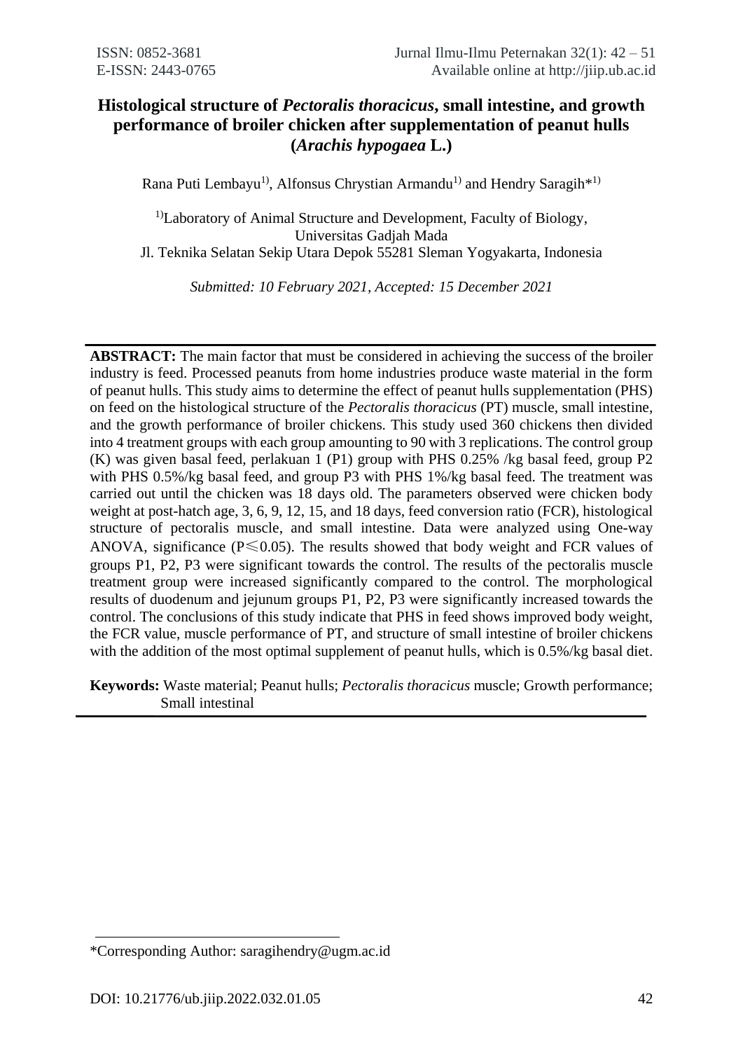# Histological structure of *Pectoralis thoracicus*, small intestine, and growth performance of broiler chicken after supplementation of peanut hulls (*Arachis hypogaea* L.)

Rana Puti Lembayu[1], Alfonsus Chrystian Armandu[1] and Hendry Saragih*[1]

[1]Laboratory of Animal Structure and Development, Faculty of Biology, Universitas Gadjah Mada
Jl. Teknika Selatan Sekip Utara Depok 55281 Sleman Yogyakarta, Indonesia

*Submitted: 10 February 2021, Accepted: 15 December 2021*

---

**ABSTRACT:** The main factor that must be considered in achieving the success of the broiler industry is feed. Processed peanuts from home industries produce waste material in the form of peanut hulls. This study aims to determine the effect of peanut hulls supplementation (PHS) on feed on the histological structure of the *Pectoralis thoracicus* (PT) muscle, small intestine, and the growth performance of broiler chickens. This study used 360 chickens then divided into 4 treatment groups with each group amounting to 90 with 3 replications. The control group (K) was given basal feed, perlakuan 1 (P1) group with PHS 0.25% /kg basal feed, group P2 with PHS 0.5%/kg basal feed, and group P3 with PHS 1%/kg basal feed. The treatment was carried out until the chicken was 18 days old. The parameters observed were chicken body weight at post-hatch age, 3, 6, 9, 12, 15, and 18 days, feed conversion ratio (FCR), histological structure of pectoralis muscle, and small intestine. Data were analyzed using One-way ANOVA, significance ($P \leq 0.05$). The results showed that body weight and FCR values of groups P1, P2, P3 were significant towards the control. The results of the pectoralis muscle treatment group were increased significantly compared to the control. The morphological results of duodenum and jejunum groups P1, P2, P3 were significantly increased towards the control. The conclusions of this study indicate that PHS in feed shows improved body weight, the FCR value, muscle performance of PT, and structure of small intestine of broiler chickens with the addition of the most optimal supplement of peanut hulls, which is 0.5%/kg basal diet.

**Keywords:** Waste material; Peanut hulls; *Pectoralis thoracicus* muscle; Growth performance; Small intestinal

---

*Corresponding Author: saragihendry@ugm.ac.id

DOI: 10.21776/ub.jiip.2022.032.01.05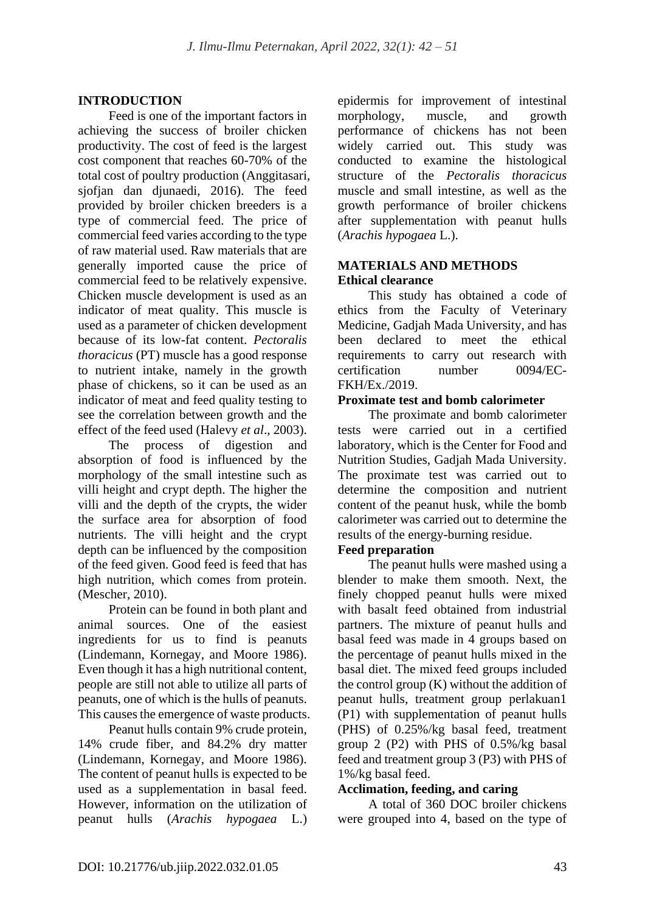## INTRODUCTION

Feed is one of the important factors in achieving the success of broiler chicken productivity. The cost of feed is the largest cost component that reaches 60-70% of the total cost of poultry production (Anggitasari, sjofjan dan djunaedi, 2016). The feed provided by broiler chicken breeders is a type of commercial feed. The price of commercial feed varies according to the type of raw material used. Raw materials that are generally imported cause the price of commercial feed to be relatively expensive. Chicken muscle development is used as an indicator of meat quality. This muscle is used as a parameter of chicken development because of its low-fat content. *Pectoralis thoracicus* (PT) muscle has a good response to nutrient intake, namely in the growth phase of chickens, so it can be used as an indicator of meat and feed quality testing to see the correlation between growth and the effect of the feed used (Halevy *et al*., 2003).

The process of digestion and absorption of food is influenced by the morphology of the small intestine such as villi height and crypt depth. The higher the villi and the depth of the crypts, the wider the surface area for absorption of food nutrients. The villi height and the crypt depth can be influenced by the composition of the feed given. Good feed is feed that has high nutrition, which comes from protein. (Mescher, 2010).

Protein can be found in both plant and animal sources. One of the easiest ingredients for us to find is peanuts (Lindemann, Kornegay, and Moore 1986). Even though it has a high nutritional content, people are still not able to utilize all parts of peanuts, one of which is the hulls of peanuts. This causes the emergence of waste products.

Peanut hulls contain 9% crude protein, 14% crude fiber, and 84.2% dry matter (Lindemann, Kornegay, and Moore 1986). The content of peanut hulls is expected to be used as a supplementation in basal feed. However, information on the utilization of peanut hulls (*Arachis hypogaea* L.) epidermis for improvement of intestinal morphology, muscle, and growth performance of chickens has not been widely carried out. This study was conducted to examine the histological structure of the *Pectoralis thoracicus* muscle and small intestine, as well as the growth performance of broiler chickens after supplementation with peanut hulls (*Arachis hypogaea* L.).

## MATERIALS AND METHODS

### Ethical clearance

This study has obtained a code of ethics from the Faculty of Veterinary Medicine, Gadjah Mada University, and has been declared to meet the ethical requirements to carry out research with certification number 0094/EC-FKH/Ex./2019.

### Proximate test and bomb calorimeter

The proximate and bomb calorimeter tests were carried out in a certified laboratory, which is the Center for Food and Nutrition Studies, Gadjah Mada University. The proximate test was carried out to determine the composition and nutrient content of the peanut husk, while the bomb calorimeter was carried out to determine the results of the energy-burning residue.

### Feed preparation

The peanut hulls were mashed using a blender to make them smooth. Next, the finely chopped peanut hulls were mixed with basalt feed obtained from industrial partners. The mixture of peanut hulls and basal feed was made in 4 groups based on the percentage of peanut hulls mixed in the basal diet. The mixed feed groups included the control group (K) without the addition of peanut hulls, treatment group perlakuan1 (P1) with supplementation of peanut hulls (PHS) of 0.25%/kg basal feed, treatment group 2 (P2) with PHS of 0.5%/kg basal feed and treatment group 3 (P3) with PHS of 1%/kg basal feed.

### Acclimation, feeding, and caring

A total of 360 DOC broiler chickens were grouped into 4, based on the type of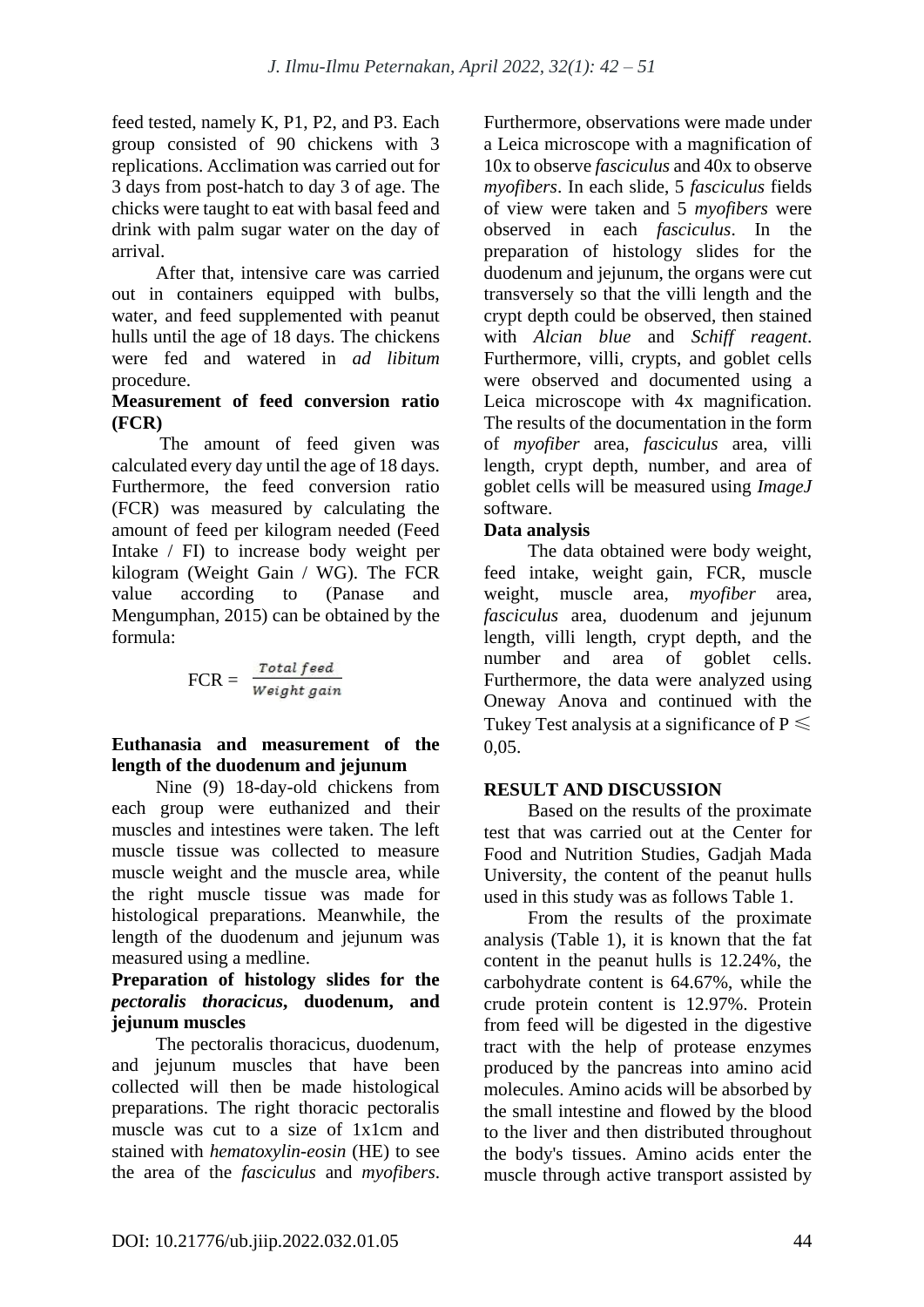feed tested, namely K, P1, P2, and P3. Each group consisted of 90 chickens with 3 replications. Acclimation was carried out for 3 days from post-hatch to day 3 of age. The chicks were taught to eat with basal feed and drink with palm sugar water on the day of arrival.

After that, intensive care was carried out in containers equipped with bulbs, water, and feed supplemented with peanut hulls until the age of 18 days. The chickens were fed and watered in *ad libitum* procedure.

**Measurement of feed conversion ratio (FCR)**

The amount of feed given was calculated every day until the age of 18 days. Furthermore, the feed conversion ratio (FCR) was measured by calculating the amount of feed per kilogram needed (Feed Intake / FI) to increase body weight per kilogram (Weight Gain / WG). The FCR value according to (Panase and Mengumphan, 2015) can be obtained by the formula:

$$\text{FCR} = \frac{\textit{Total feed}}{\textit{Weight gain}}$$

**Euthanasia and measurement of the length of the duodenum and jejunum**

Nine (9) 18-day-old chickens from each group were euthanized and their muscles and intestines were taken. The left muscle tissue was collected to measure muscle weight and the muscle area, while the right muscle tissue was made for histological preparations. Meanwhile, the length of the duodenum and jejunum was measured using a medline.

**Preparation of histology slides for the *pectoralis thoracicus*, duodenum, and jejunum muscles**

The pectoralis thoracicus, duodenum, and jejunum muscles that have been collected will then be made histological preparations. The right thoracic pectoralis muscle was cut to a size of 1x1cm and stained with *hematoxylin-eosin* (HE) to see the area of the *fasciculus* and *myofibers*. Furthermore, observations were made under a Leica microscope with a magnification of 10x to observe *fasciculus* and 40x to observe *myofibers*. In each slide, 5 *fasciculus* fields of view were taken and 5 *myofibers* were observed in each *fasciculus*. In the preparation of histology slides for the duodenum and jejunum, the organs were cut transversely so that the villi length and the crypt depth could be observed, then stained with *Alcian blue* and *Schiff reagent*. Furthermore, villi, crypts, and goblet cells were observed and documented using a Leica microscope with 4x magnification. The results of the documentation in the form of *myofiber* area, *fasciculus* area, villi length, crypt depth, number, and area of goblet cells will be measured using *ImageJ* software.

**Data analysis**

The data obtained were body weight, feed intake, weight gain, FCR, muscle weight, muscle area, *myofiber* area, *fasciculus* area, duodenum and jejunum length, villi length, crypt depth, and the number and area of goblet cells. Furthermore, the data were analyzed using Oneway Anova and continued with the Tukey Test analysis at a significance of $P \leq 0,05$.

## RESULT AND DISCUSSION

Based on the results of the proximate test that was carried out at the Center for Food and Nutrition Studies, Gadjah Mada University, the content of the peanut hulls used in this study was as follows Table 1.

From the results of the proximate analysis (Table 1), it is known that the fat content in the peanut hulls is 12.24%, the carbohydrate content is 64.67%, while the crude protein content is 12.97%. Protein from feed will be digested in the digestive tract with the help of protease enzymes produced by the pancreas into amino acid molecules. Amino acids will be absorbed by the small intestine and flowed by the blood to the liver and then distributed throughout the body's tissues. Amino acids enter the muscle through active transport assisted by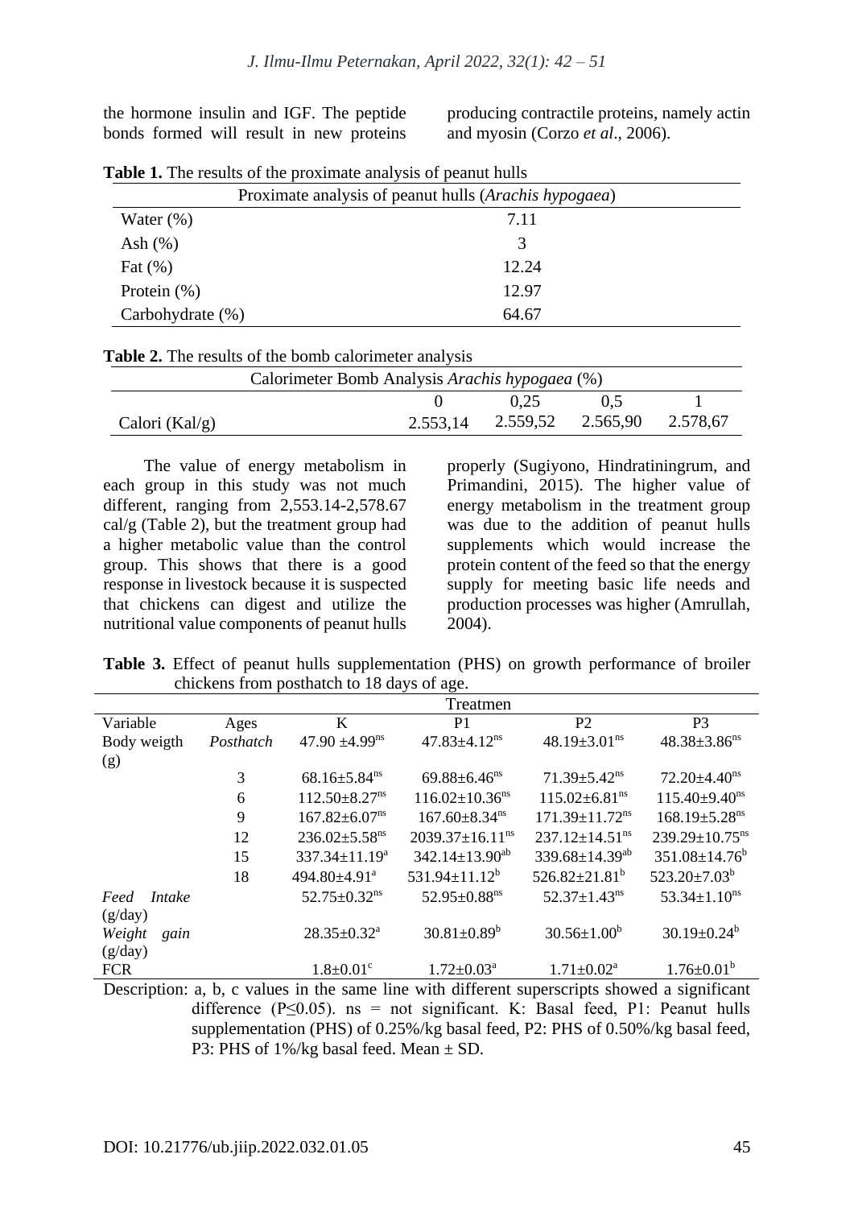the hormone insulin and IGF. The peptide bonds formed will result in new proteins producing contractile proteins, namely actin and myosin (Corzo *et al*., 2006).

**Table 1.** The results of the proximate analysis of peanut hulls

| Proximate analysis of peanut hulls (*Arachis hypogaea*) | |
|---|---|
| Water (%) | 7.11 |
| Ash (%) | 3 |
| Fat (%) | 12.24 |
| Protein (%) | 12.97 |
| Carbohydrate (%) | 64.67 |

**Table 2.** The results of the bomb calorimeter analysis

| Calorimeter Bomb Analysis *Arachis hypogaea* (%) | | | | |
|---|---|---|---|---|
| | 0 | 0,25 | 0,5 | 1 |
| Calori (Kal/g) | 2.553,14 | 2.559,52 | 2.565,90 | 2.578,67 |

The value of energy metabolism in each group in this study was not much different, ranging from 2,553.14-2,578.67 cal/g (Table 2), but the treatment group had a higher metabolic value than the control group. This shows that there is a good response in livestock because it is suspected that chickens can digest and utilize the nutritional value components of peanut hulls properly (Sugiyono, Hindratiningrum, and Primandini, 2015). The higher value of energy metabolism in the treatment group was due to the addition of peanut hulls supplements which would increase the protein content of the feed so that the energy supply for meeting basic life needs and production processes was higher (Amrullah, 2004).

**Table 3.** Effect of peanut hulls supplementation (PHS) on growth performance of broiler chickens from posthatch to 18 days of age.

| | | Treatmen | | | |
|---|---|---|---|---|---|
| Variable | Ages | K | P1 | P2 | P3 |
| Body weigth (g) | *Posthatch* | $47.90 \pm 4.99^{ns}$ | $47.83 \pm 4.12^{ns}$ | $48.19 \pm 3.01^{ns}$ | $48.38 \pm 3.86^{ns}$ |
| | 3 | $68.16 \pm 5.84^{ns}$ | $69.88 \pm 6.46^{ns}$ | $71.39 \pm 5.42^{ns}$ | $72.20 \pm 4.40^{ns}$ |
| | 6 | $112.50 \pm 8.27^{ns}$ | $116.02 \pm 10.36^{ns}$ | $115.02 \pm 6.81^{ns}$ | $115.40 \pm 9.40^{ns}$ |
| | 9 | $167.82 \pm 6.07^{ns}$ | $167.60 \pm 8.34^{ns}$ | $171.39 \pm 11.72^{ns}$ | $168.19 \pm 5.28^{ns}$ |
| | 12 | $236.02 \pm 5.58^{ns}$ | $2039.37 \pm 16.11^{ns}$ | $237.12 \pm 14.51^{ns}$ | $239.29 \pm 10.75^{ns}$ |
| | 15 | $337.34 \pm 11.19^{a}$ | $342.14 \pm 13.90^{ab}$ | $339.68 \pm 14.39^{ab}$ | $351.08 \pm 14.76^{b}$ |
| | 18 | $494.80 \pm 4.91^{a}$ | $531.94 \pm 11.12^{b}$ | $526.82 \pm 21.81^{b}$ | $523.20 \pm 7.03^{b}$ |
| *Feed Intake* (g/day) | | $52.75 \pm 0.32^{ns}$ | $52.95 \pm 0.88^{ns}$ | $52.37 \pm 1.43^{ns}$ | $53.34 \pm 1.10^{ns}$ |
| *Weight gain* (g/day) | | $28.35 \pm 0.32^{a}$ | $30.81 \pm 0.89^{b}$ | $30.56 \pm 1.00^{b}$ | $30.19 \pm 0.24^{b}$ |
| FCR | | $1.8 \pm 0.01^{c}$ | $1.72 \pm 0.03^{a}$ | $1.71 \pm 0.02^{a}$ | $1.76 \pm 0.01^{b}$ |

Description: a, b, c values in the same line with different superscripts showed a significant difference ($P \leq 0.05$). ns = not significant. K: Basal feed, P1: Peanut hulls supplementation (PHS) of 0.25%/kg basal feed, P2: PHS of 0.50%/kg basal feed, P3: PHS of 1%/kg basal feed. Mean ± SD.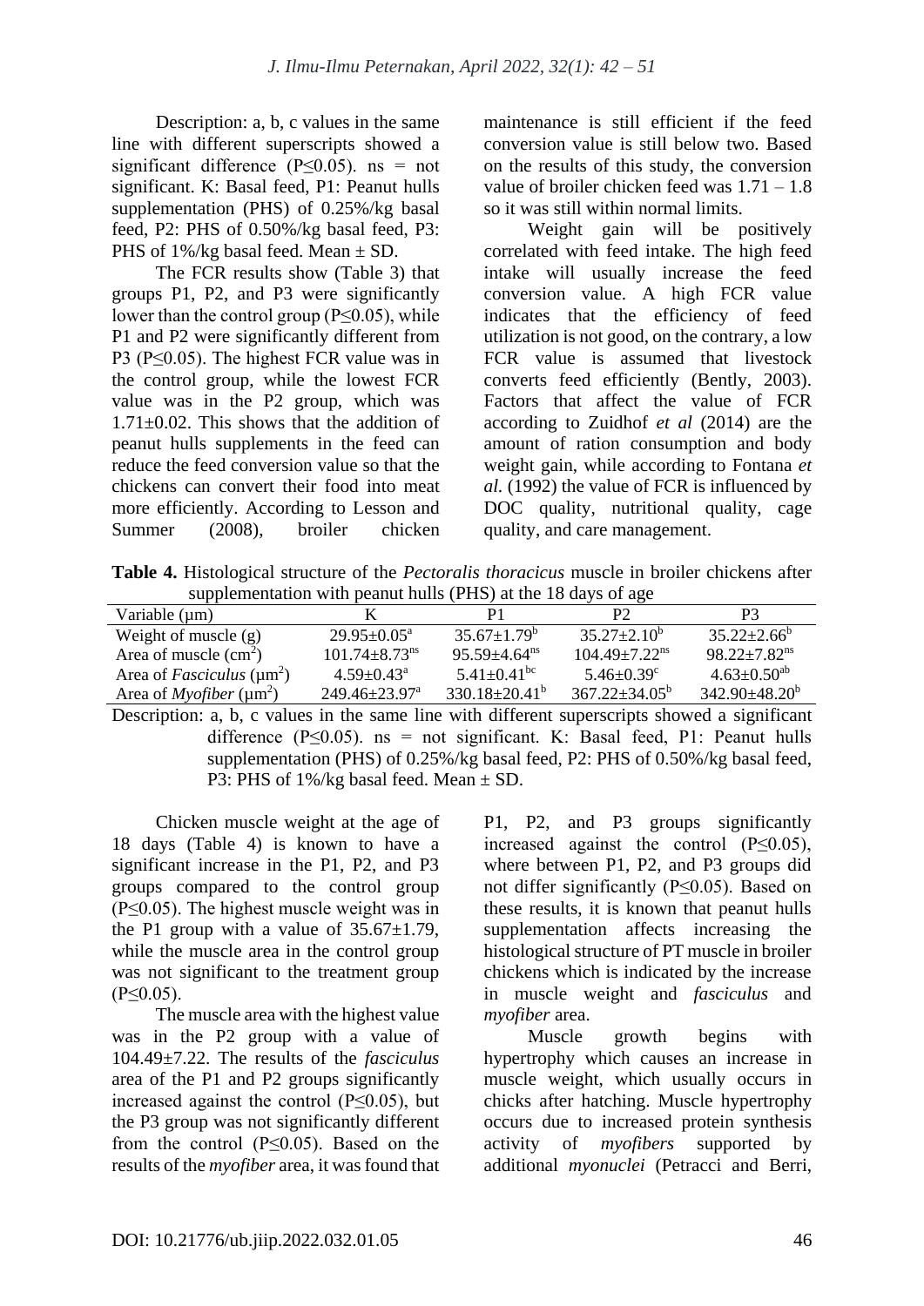Description: a, b, c values in the same line with different superscripts showed a significant difference ($P \leq 0.05$). ns = not significant. K: Basal feed, P1: Peanut hulls supplementation (PHS) of 0.25%/kg basal feed, P2: PHS of 0.50%/kg basal feed, P3: PHS of 1%/kg basal feed. Mean ± SD.

The FCR results show (Table 3) that groups P1, P2, and P3 were significantly lower than the control group ($P \leq 0.05$), while P1 and P2 were significantly different from P3 ($P \leq 0.05$). The highest FCR value was in the control group, while the lowest FCR value was in the P2 group, which was 1.71±0.02. This shows that the addition of peanut hulls supplements in the feed can reduce the feed conversion value so that the chickens can convert their food into meat more efficiently. According to Lesson and Summer (2008), broiler chicken maintenance is still efficient if the feed conversion value is still below two. Based on the results of this study, the conversion value of broiler chicken feed was 1.71 – 1.8 so it was still within normal limits.

Weight gain will be positively correlated with feed intake. The high feed intake will usually increase the feed conversion value. A high FCR value indicates that the efficiency of feed utilization is not good, on the contrary, a low FCR value is assumed that livestock converts feed efficiently (Bently, 2003). Factors that affect the value of FCR according to Zuidhof *et al* (2014) are the amount of ration consumption and body weight gain, while according to Fontana *et al.* (1992) the value of FCR is influenced by DOC quality, nutritional quality, cage quality, and care management.

**Table 4.** Histological structure of the *Pectoralis thoracicus* muscle in broiler chickens after supplementation with peanut hulls (PHS) at the 18 days of age

| Variable (μm) | K | P1 | P2 | P3 |
|---|---|---|---|---|
| Weight of muscle (g) | 29.95±0.05[a] | 35.67±1.79[b] | 35.27±2.10[b] | 35.22±2.66[b] |
| Area of muscle ($cm^2$) | 101.74±8.73[ns] | 95.59±4.64[ns] | 104.49±7.22[ns] | 98.22±7.82[ns] |
| Area of *Fasciculus* ($\mu m^2$) | 4.59±0.43[a] | 5.41±0.41[bc] | 5.46±0.39[c] | 4.63±0.50[ab] |
| Area of *Myofiber* ($\mu m^2$) | 249.46±23.97[a] | 330.18±20.41[b] | 367.22±34.05[b] | 342.90±48.20[b] |

Description: a, b, c values in the same line with different superscripts showed a significant difference ($P \leq 0.05$). ns = not significant. K: Basal feed, P1: Peanut hulls supplementation (PHS) of 0.25%/kg basal feed, P2: PHS of 0.50%/kg basal feed, P3: PHS of 1%/kg basal feed. Mean ± SD.

Chicken muscle weight at the age of 18 days (Table 4) is known to have a significant increase in the P1, P2, and P3 groups compared to the control group ($P \leq 0.05$). The highest muscle weight was in the P1 group with a value of 35.67±1.79, while the muscle area in the control group was not significant to the treatment group ($P \leq 0.05$).

The muscle area with the highest value was in the P2 group with a value of 104.49±7.22. The results of the *fasciculus* area of the P1 and P2 groups significantly increased against the control ($P \leq 0.05$), but the P3 group was not significantly different from the control ($P \leq 0.05$). Based on the results of the *myofiber* area, it was found that P1, P2, and P3 groups significantly increased against the control ($P \leq 0.05$), where between P1, P2, and P3 groups did not differ significantly ($P \leq 0.05$). Based on these results, it is known that peanut hulls supplementation affects increasing the histological structure of PT muscle in broiler chickens which is indicated by the increase in muscle weight and *fasciculus* and *myofiber* area.

Muscle growth begins with hypertrophy which causes an increase in muscle weight, which usually occurs in chicks after hatching. Muscle hypertrophy occurs due to increased protein synthesis activity of *myofibers* supported by additional *myonuclei* (Petracci and Berri,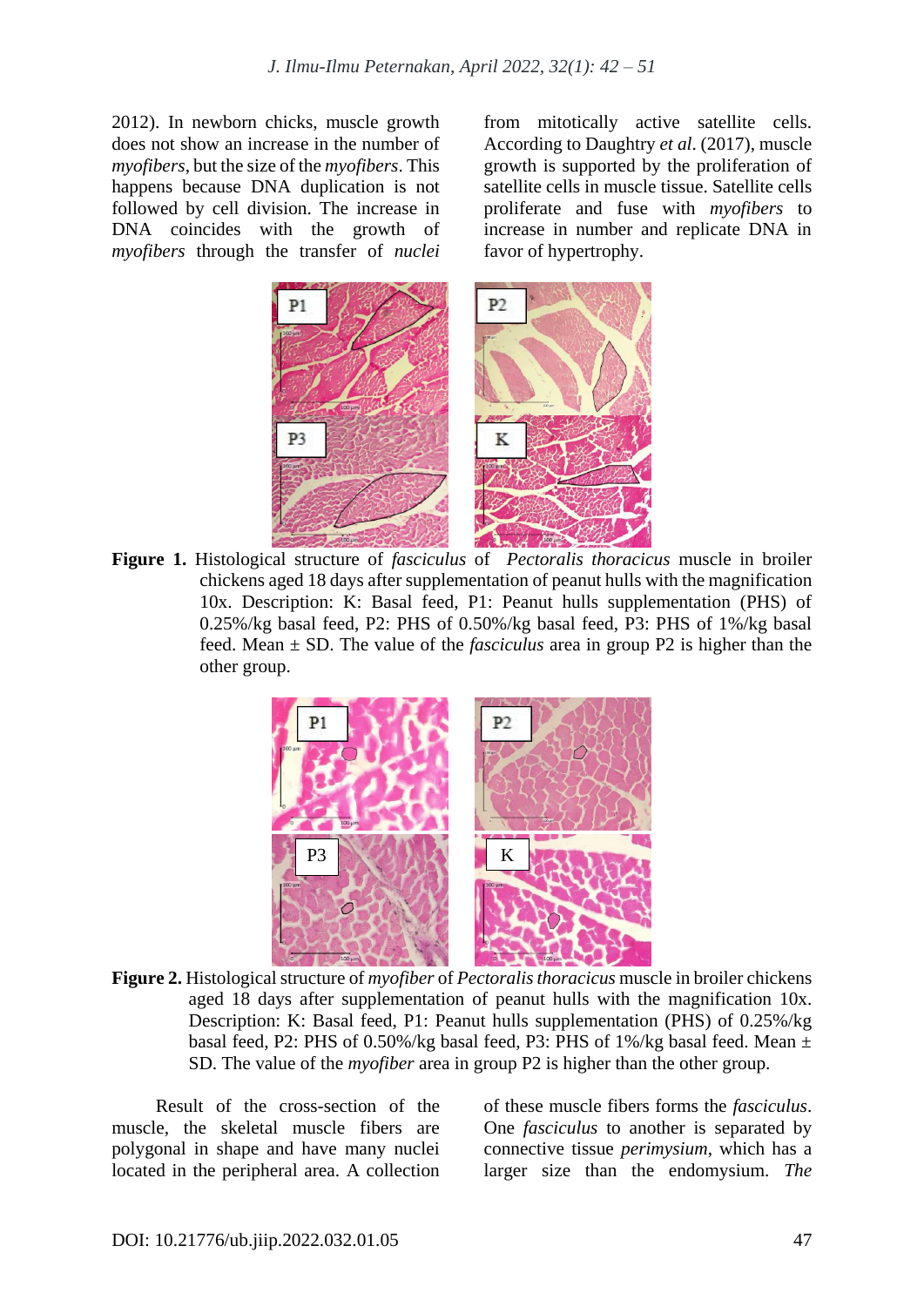2012). In newborn chicks, muscle growth does not show an increase in the number of *myofibers*, but the size of the *myofibers*. This happens because DNA duplication is not followed by cell division. The increase in DNA coincides with the growth of *myofibers* through the transfer of *nuclei* from mitotically active satellite cells. According to Daughtry *et al*. (2017), muscle growth is supported by the proliferation of satellite cells in muscle tissue. Satellite cells proliferate and fuse with *myofibers* to increase in number and replicate DNA in favor of hypertrophy.

**Figure 1.** Histological structure of *fasciculus* of *Pectoralis thoracicus* muscle in broiler chickens aged 18 days after supplementation of peanut hulls with the magnification 10x. Description: K: Basal feed, P1: Peanut hulls supplementation (PHS) of 0.25%/kg basal feed, P2: PHS of 0.50%/kg basal feed, P3: PHS of 1%/kg basal feed. Mean ± SD. The value of the *fasciculus* area in group P2 is higher than the other group.

**Figure 2.** Histological structure of *myofiber* of *Pectoralis thoracicus* muscle in broiler chickens aged 18 days after supplementation of peanut hulls with the magnification 10x. Description: K: Basal feed, P1: Peanut hulls supplementation (PHS) of 0.25%/kg basal feed, P2: PHS of 0.50%/kg basal feed, P3: PHS of 1%/kg basal feed. Mean ± SD. The value of the *myofiber* area in group P2 is higher than the other group.

Result of the cross-section of the muscle, the skeletal muscle fibers are polygonal in shape and have many nuclei located in the peripheral area. A collection of these muscle fibers forms the *fasciculus*. One *fasciculus* to another is separated by connective tissue *perimysium*, which has a larger size than the endomysium. *The*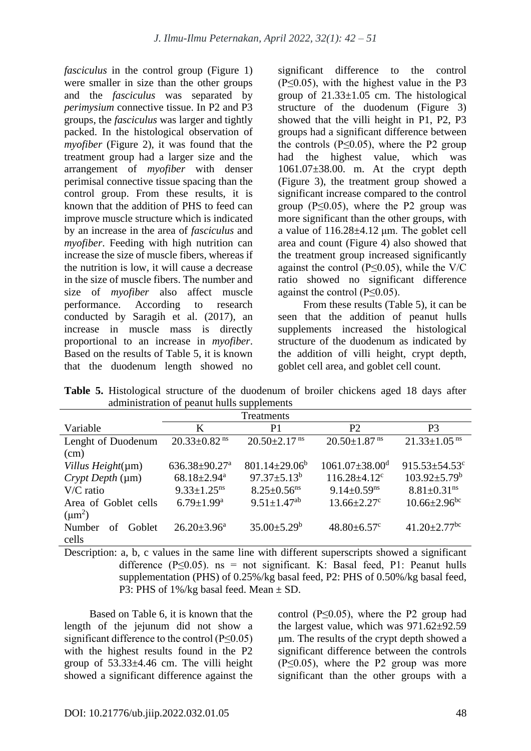*fasciculus* in the control group (Figure 1) were smaller in size than the other groups and the *fasciculus* was separated by *perimysium* connective tissue. In P2 and P3 groups, the *fasciculus* was larger and tightly packed. In the histological observation of *myofiber* (Figure 2), it was found that the treatment group had a larger size and the arrangement of *myofiber* with denser perimisal connective tissue spacing than the control group. From these results, it is known that the addition of PHS to feed can improve muscle structure which is indicated by an increase in the area of *fasciculus* and *myofiber*. Feeding with high nutrition can increase the size of muscle fibers, whereas if the nutrition is low, it will cause a decrease in the size of muscle fibers. The number and size of *myofiber* also affect muscle performance. According to research conducted by Saragih et al. (2017), an increase in muscle mass is directly proportional to an increase in *myofiber*. Based on the results of Table 5, it is known that the duodenum length showed no significant difference to the control (P≤0.05), with the highest value in the P3 group of 21.33±1.05 cm. The histological structure of the duodenum (Figure 3) showed that the villi height in P1, P2, P3 groups had a significant difference between the controls (P≤0.05), where the P2 group had the highest value, which was 1061.07±38.00. m. At the crypt depth (Figure 3), the treatment group showed a significant increase compared to the control group (P≤0.05), where the P2 group was more significant than the other groups, with a value of 116.28±4.12 μm. The goblet cell area and count (Figure 4) also showed that the treatment group increased significantly against the control (P≤0.05), while the V/C ratio showed no significant difference against the control (P≤0.05).

From these results (Table 5), it can be seen that the addition of peanut hulls supplements increased the histological structure of the duodenum as indicated by the addition of villi height, crypt depth, goblet cell area, and goblet cell count.

**Table 5.** Histological structure of the duodenum of broiler chickens aged 18 days after administration of peanut hulls supplements

| Variable | Treatments | | | |
|---|---|---|---|---|
| | K | P1 | P2 | P3 |
| Lenght of Duodenum (cm) | 20.33±0.82 [ns] | 20.50±2.17 [ns] | 20.50±1.87 [ns] | 21.33±1.05 [ns] |
| *Villus Height*(μm) | 636.38±90.27[a] | 801.14±29.06[b] | 1061.07±38.00[d] | 915.53±54.53[c] |
| *Crypt Depth* (μm) | 68.18±2.94[a] | 97.37±5.13[b] | 116.28±4.12[c] | 103.92±5.79[b] |
| V/C ratio | 9.33±1.25[ns] | 8.25±0.56[ns] | 9.14±0.59[ns] | 8.81±0.31[ns] |
| Area of Goblet cells ($\mu m^2$) | 6.79±1.99[a] | 9.51±1.47[ab] | 13.66±2.27[c] | 10.66±2.96[bc] |
| Number of Goblet cells | 26.20±3.96[a] | 35.00±5.29[b] | 48.80±6.57[c] | 41.20±2.77[bc] |

Description: a, b, c values in the same line with different superscripts showed a significant difference (P≤0.05). ns = not significant. K: Basal feed, P1: Peanut hulls supplementation (PHS) of 0.25%/kg basal feed, P2: PHS of 0.50%/kg basal feed, P3: PHS of 1%/kg basal feed. Mean ± SD.

Based on Table 6, it is known that the length of the jejunum did not show a significant difference to the control (P≤0.05) with the highest results found in the P2 group of 53.33±4.46 cm. The villi height showed a significant difference against the control (P≤0.05), where the P2 group had the largest value, which was 971.62±92.59 μm. The results of the crypt depth showed a significant difference between the controls (P≤0.05), where the P2 group was more significant than the other groups with a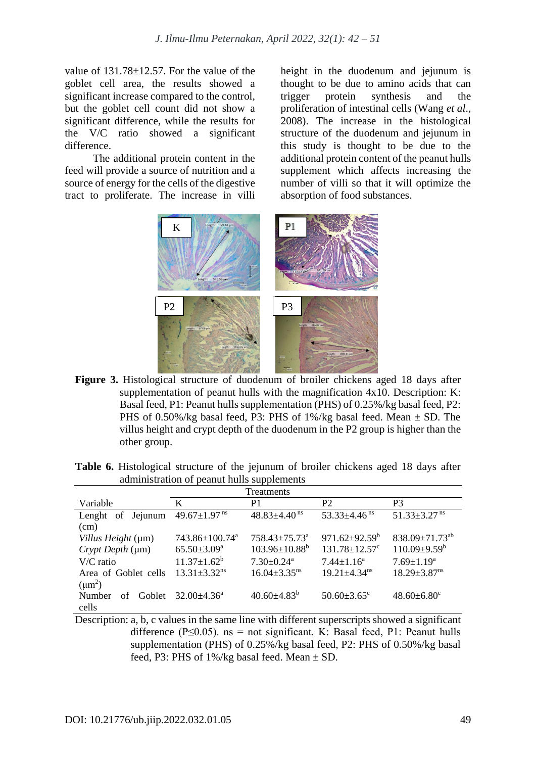value of 131.78±12.57. For the value of the goblet cell area, the results showed a significant increase compared to the control, but the goblet cell count did not show a significant difference, while the results for the V/C ratio showed a significant difference.

The additional protein content in the feed will provide a source of nutrition and a source of energy for the cells of the digestive tract to proliferate. The increase in villi height in the duodenum and jejunum is thought to be due to amino acids that can trigger protein synthesis and the proliferation of intestinal cells (Wang *et al*., 2008). The increase in the histological structure of the duodenum and jejunum in this study is thought to be due to the additional protein content of the peanut hulls supplement which affects increasing the number of villi so that it will optimize the absorption of food substances.

**Figure 3.** Histological structure of duodenum of broiler chickens aged 18 days after supplementation of peanut hulls with the magnification 4x10. Description: K: Basal feed, P1: Peanut hulls supplementation (PHS) of 0.25%/kg basal feed, P2: PHS of 0.50%/kg basal feed, P3: PHS of 1%/kg basal feed. Mean ± SD. The villus height and crypt depth of the duodenum in the P2 group is higher than the other group.

**Table 6.** Histological structure of the jejunum of broiler chickens aged 18 days after administration of peanut hulls supplements

| | Treatments | | | |
|---|---|---|---|---|
| Variable | K | P1 | P2 | P3 |
| Lenght of Jejunum (cm) | 49.67±1.97 [ns] | 48.83±4.40 [ns] | 53.33±4.46 [ns] | 51.33±3.27 [ns] |
| *Villus Height* (μm) | 743.86±100.74[a] | 758.43±75.73[a] | 971.62±92.59[b] | 838.09±71.73[ab] |
| *Crypt Depth* (μm) | 65.50±3.09[a] | 103.96±10.88[b] | 131.78±12.57[c] | 110.09±9.59[b] |
| V/C ratio | 11.37±1.62[b] | 7.30±0.24[a] | 7.44±1.16[a] | 7.69±1.19[a] |
| Area of Goblet cells ($\mu m^2$) | 13.31±3.32[ns] | 16.04±3.35[ns] | 19.21±4.34[ns] | 18.29±3.87[ns] |
| Number of Goblet cells | 32.00±4.36[a] | 40.60±4.83[b] | 50.60±3.65[c] | 48.60±6.80[c] |

Description: a, b, c values in the same line with different superscripts showed a significant difference ($P \leq 0.05$). ns = not significant. K: Basal feed, P1: Peanut hulls supplementation (PHS) of 0.25%/kg basal feed, P2: PHS of 0.50%/kg basal feed, P3: PHS of 1%/kg basal feed. Mean ± SD.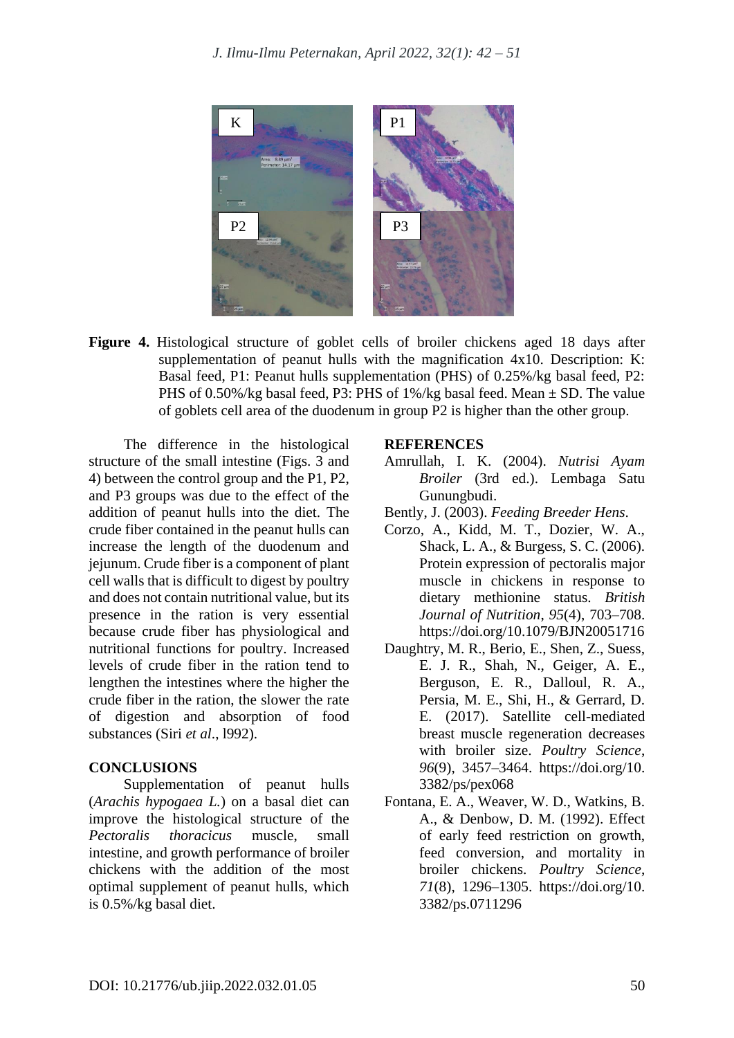**Figure 4.** Histological structure of goblet cells of broiler chickens aged 18 days after supplementation of peanut hulls with the magnification 4x10. Description: K: Basal feed, P1: Peanut hulls supplementation (PHS) of 0.25%/kg basal feed, P2: PHS of 0.50%/kg basal feed, P3: PHS of 1%/kg basal feed. Mean ± SD. The value of goblets cell area of the duodenum in group P2 is higher than the other group.

The difference in the histological structure of the small intestine (Figs. 3 and 4) between the control group and the P1, P2, and P3 groups was due to the effect of the addition of peanut hulls into the diet. The crude fiber contained in the peanut hulls can increase the length of the duodenum and jejunum. Crude fiber is a component of plant cell walls that is difficult to digest by poultry and does not contain nutritional value, but its presence in the ration is very essential because crude fiber has physiological and nutritional functions for poultry. Increased levels of crude fiber in the ration tend to lengthen the intestines where the higher the crude fiber in the ration, the slower the rate of digestion and absorption of food substances (Siri *et al*., l992).

## CONCLUSIONS

Supplementation of peanut hulls (*Arachis hypogaea L.*) on a basal diet can improve the histological structure of the *Pectoralis thoracicus* muscle, small intestine, and growth performance of broiler chickens with the addition of the most optimal supplement of peanut hulls, which is 0.5%/kg basal diet.

## REFERENCES

Amrullah, I. K. (2004). *Nutrisi Ayam Broiler* (3rd ed.). Lembaga Satu Gunungbudi.

Bently, J. (2003). *Feeding Breeder Hens*.

Corzo, A., Kidd, M. T., Dozier, W. A., Shack, L. A., & Burgess, S. C. (2006). Protein expression of pectoralis major muscle in chickens in response to dietary methionine status. *British Journal of Nutrition*, *95*(4), 703–708. https://doi.org/10.1079/BJN20051716

Daughtry, M. R., Berio, E., Shen, Z., Suess, E. J. R., Shah, N., Geiger, A. E., Berguson, E. R., Dalloul, R. A., Persia, M. E., Shi, H., & Gerrard, D. E. (2017). Satellite cell-mediated breast muscle regeneration decreases with broiler size. *Poultry Science*, *96*(9), 3457–3464. https://doi.org/10.3382/ps/pex068

Fontana, E. A., Weaver, W. D., Watkins, B. A., & Denbow, D. M. (1992). Effect of early feed restriction on growth, feed conversion, and mortality in broiler chickens. *Poultry Science*, *71*(8), 1296–1305. https://doi.org/10.3382/ps.0711296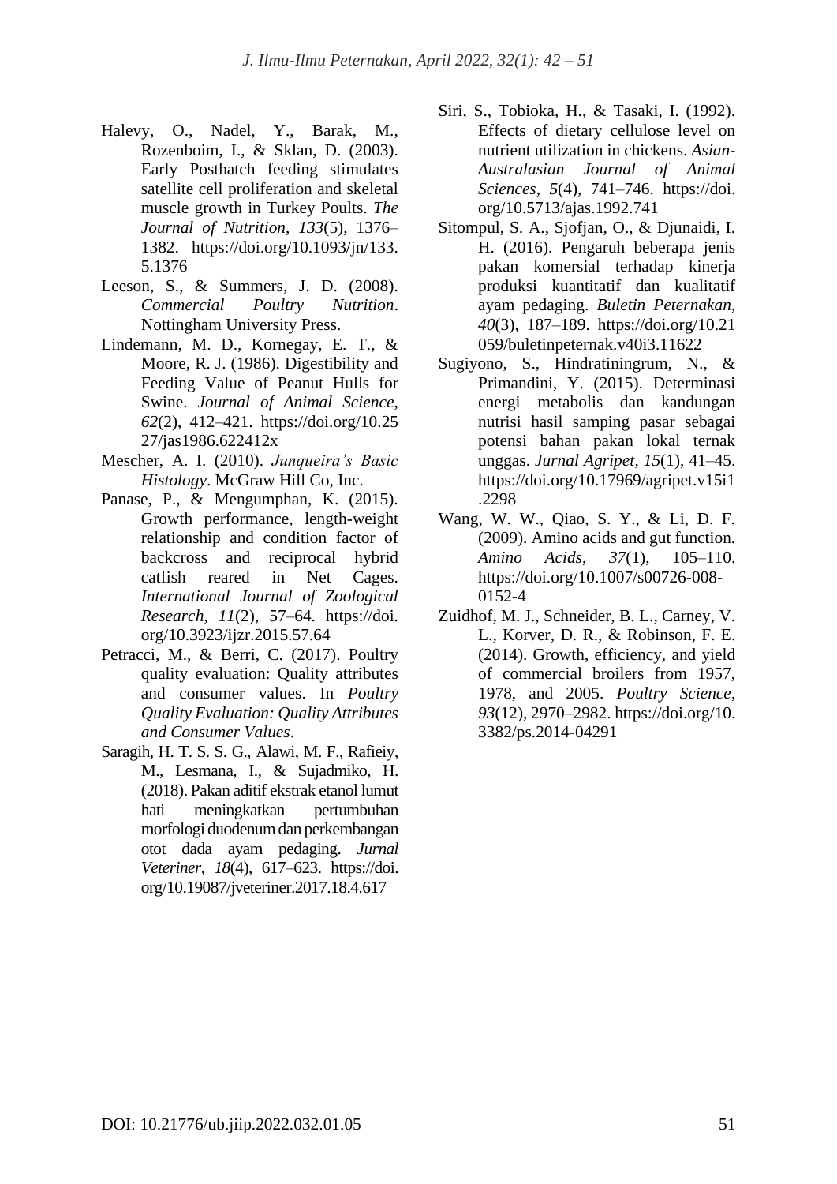Halevy, O., Nadel, Y., Barak, M., Rozenboim, I., & Sklan, D. (2003). Early Posthatch feeding stimulates satellite cell proliferation and skeletal muscle growth in Turkey Poults. *The Journal of Nutrition*, *133*(5), 1376–1382. https://doi.org/10.1093/jn/133.5.1376

Leeson, S., & Summers, J. D. (2008). *Commercial Poultry Nutrition*. Nottingham University Press.

Lindemann, M. D., Kornegay, E. T., & Moore, R. J. (1986). Digestibility and Feeding Value of Peanut Hulls for Swine. *Journal of Animal Science*, *62*(2), 412–421. https://doi.org/10.2527/jas1986.622412x

Mescher, A. I. (2010). *Junqueira's Basic Histology*. McGraw Hill Co, Inc.

Panase, P., & Mengumphan, K. (2015). Growth performance, length-weight relationship and condition factor of backcross and reciprocal hybrid catfish reared in Net Cages. *International Journal of Zoological Research*, *11*(2), 57–64. https://doi.org/10.3923/ijzr.2015.57.64

Petracci, M., & Berri, C. (2017). Poultry quality evaluation: Quality attributes and consumer values. In *Poultry Quality Evaluation: Quality Attributes and Consumer Values*.

Saragih, H. T. S. S. G., Alawi, M. F., Rafieiy, M., Lesmana, I., & Sujadmiko, H. (2018). Pakan aditif ekstrak etanol lumut hati meningkatkan pertumbuhan morfologi duodenum dan perkembangan otot dada ayam pedaging. *Jurnal Veteriner*, *18*(4), 617–623. https://doi.org/10.19087/jveteriner.2017.18.4.617

Siri, S., Tobioka, H., & Tasaki, I. (1992). Effects of dietary cellulose level on nutrient utilization in chickens. *Asian-Australasian Journal of Animal Sciences*, *5*(4), 741–746. https://doi.org/10.5713/ajas.1992.741

Sitompul, S. A., Sjofjan, O., & Djunaidi, I. H. (2016). Pengaruh beberapa jenis pakan komersial terhadap kinerja produksi kuantitatif dan kualitatif ayam pedaging. *Buletin Peternakan*, *40*(3), 187–189. https://doi.org/10.21059/buletinpeternak.v40i3.11622

Sugiyono, S., Hindratiningrum, N., & Primandini, Y. (2015). Determinasi energi metabolis dan kandungan nutrisi hasil samping pasar sebagai potensi bahan pakan lokal ternak unggas. *Jurnal Agripet*, *15*(1), 41–45. https://doi.org/10.17969/agripet.v15i1.2298

Wang, W. W., Qiao, S. Y., & Li, D. F. (2009). Amino acids and gut function. *Amino Acids*, *37*(1), 105–110. https://doi.org/10.1007/s00726-008-0152-4

Zuidhof, M. J., Schneider, B. L., Carney, V. L., Korver, D. R., & Robinson, F. E. (2014). Growth, efficiency, and yield of commercial broilers from 1957, 1978, and 2005. *Poultry Science*, *93*(12), 2970–2982. https://doi.org/10.3382/ps.2014-04291